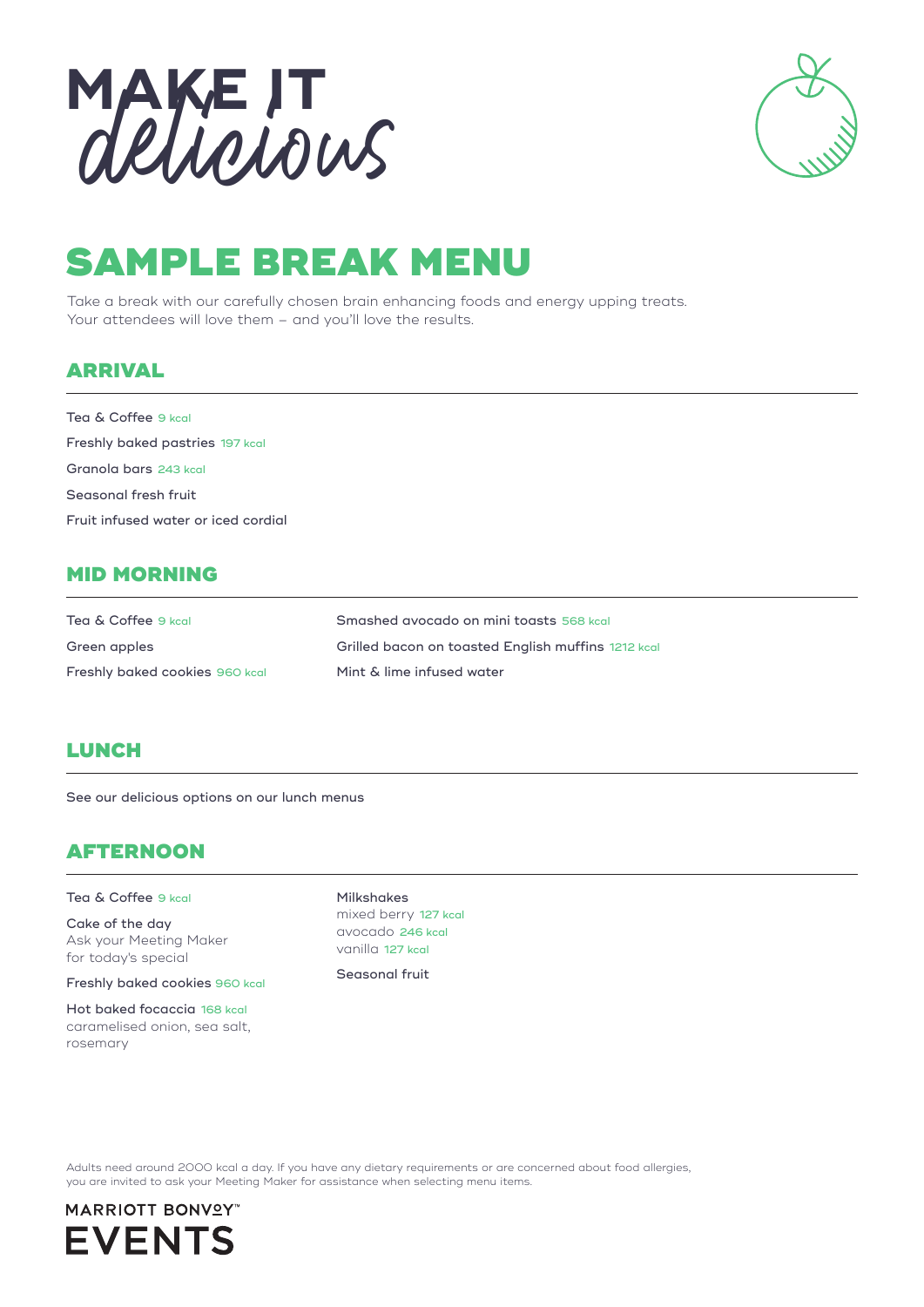# MAKE IT *delicious*

## SAMPLE BREAK MENU

Take a break with our carefully chosen brain enhancing foods and energy upping treats.
Your attendees will love them – and you'll love the results.

### ARRIVAL

Tea & Coffee 9 kcal

Freshly baked pastries 197 kcal

Granola bars 243 kcal

Seasonal fresh fruit

Fruit infused water or iced cordial

### MID MORNING

Tea & Coffee 9 kcal

Green apples

Freshly baked cookies 960 kcal

Smashed avocado on mini toasts 568 kcal

Grilled bacon on toasted English muffins 1212 kcal

Mint & lime infused water

### LUNCH

See our delicious options on our lunch menus

### AFTERNOON

Tea & Coffee 9 kcal

Cake of the day
Ask your Meeting Maker for today's special

Freshly baked cookies 960 kcal

Hot baked focaccia 168 kcal
caramelised onion, sea salt, rosemary

Milkshakes
mixed berry 127 kcal
avocado 246 kcal
vanilla 127 kcal

Seasonal fruit

Adults need around 2000 kcal a day. If you have any dietary requirements or are concerned about food allergies, you are invited to ask your Meeting Maker for assistance when selecting menu items.

MARRIOTT BONVOY™
EVENTS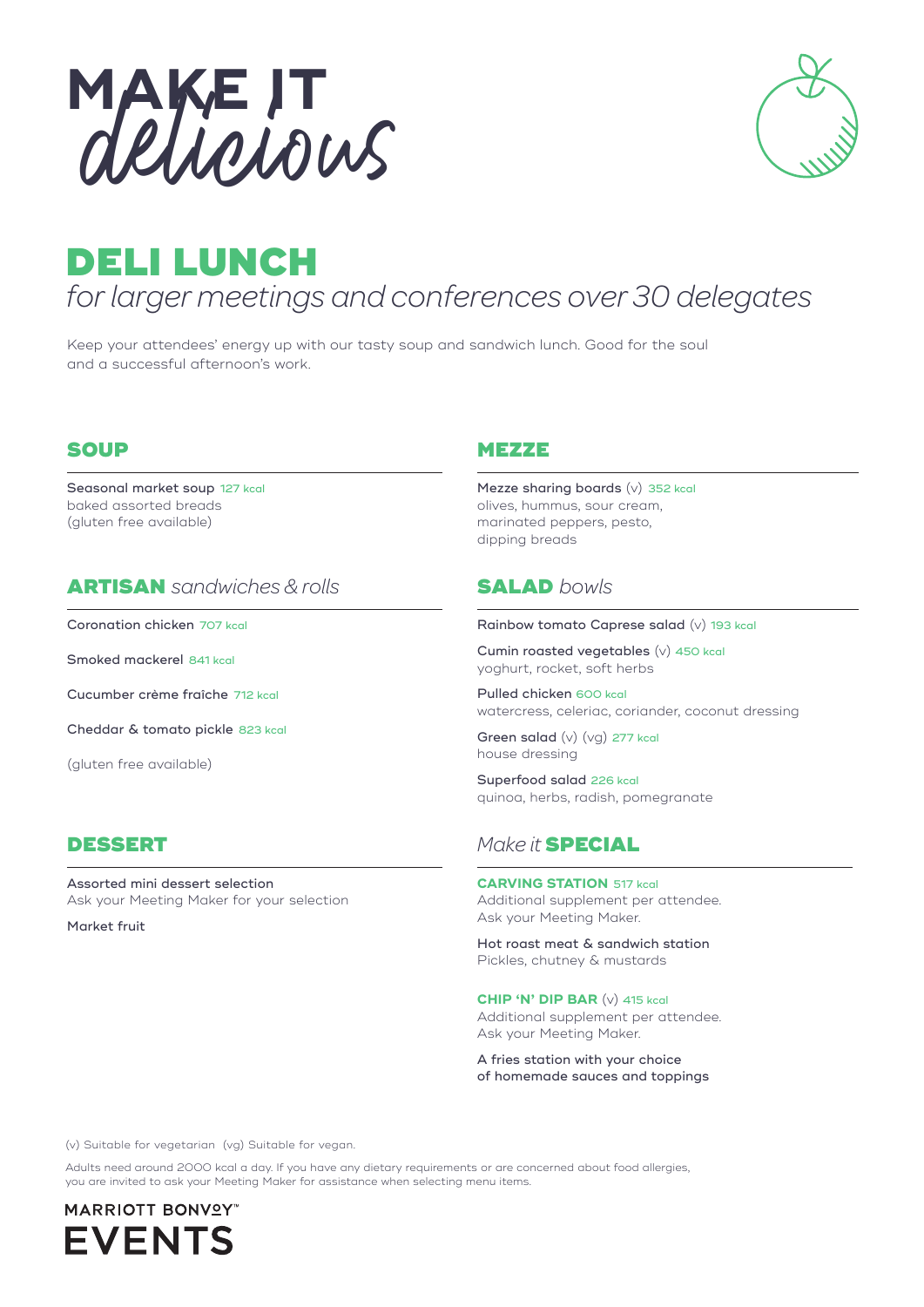# MAKE IT *delicious*

## DELI LUNCH

*for larger meetings and conferences over 30 delegates*

Keep your attendees' energy up with our tasty soup and sandwich lunch. Good for the soul and a successful afternoon's work.

### SOUP

Seasonal market soup 127 kcal
baked assorted breads
(gluten free available)

### ARTISAN *sandwiches & rolls*

Coronation chicken 707 kcal

Smoked mackerel 841 kcal

Cucumber crème fraîche 712 kcal

Cheddar & tomato pickle 823 kcal

(gluten free available)

### DESSERT

Assorted mini dessert selection
Ask your Meeting Maker for your selection

Market fruit

### MEZZE

Mezze sharing boards (v) 352 kcal
olives, hummus, sour cream, marinated peppers, pesto, dipping breads

### SALAD *bowls*

Rainbow tomato Caprese salad (v) 193 kcal

Cumin roasted vegetables (v) 450 kcal
yoghurt, rocket, soft herbs

Pulled chicken 600 kcal
watercress, celeriac, coriander, coconut dressing

Green salad (v) (vg) 277 kcal
house dressing

Superfood salad 226 kcal
quinoa, herbs, radish, pomegranate

### *Make it* SPECIAL

**CARVING STATION** 517 kcal
Additional supplement per attendee.
Ask your Meeting Maker.

Hot roast meat & sandwich station
Pickles, chutney & mustards

**CHIP 'N' DIP BAR** (v) 415 kcal
Additional supplement per attendee.
Ask your Meeting Maker.

A fries station with your choice of homemade sauces and toppings

(v) Suitable for vegetarian (vg) Suitable for vegan.

Adults need around 2000 kcal a day. If you have any dietary requirements or are concerned about food allergies, you are invited to ask your Meeting Maker for assistance when selecting menu items.

MARRIOTT BONVOY™ EVENTS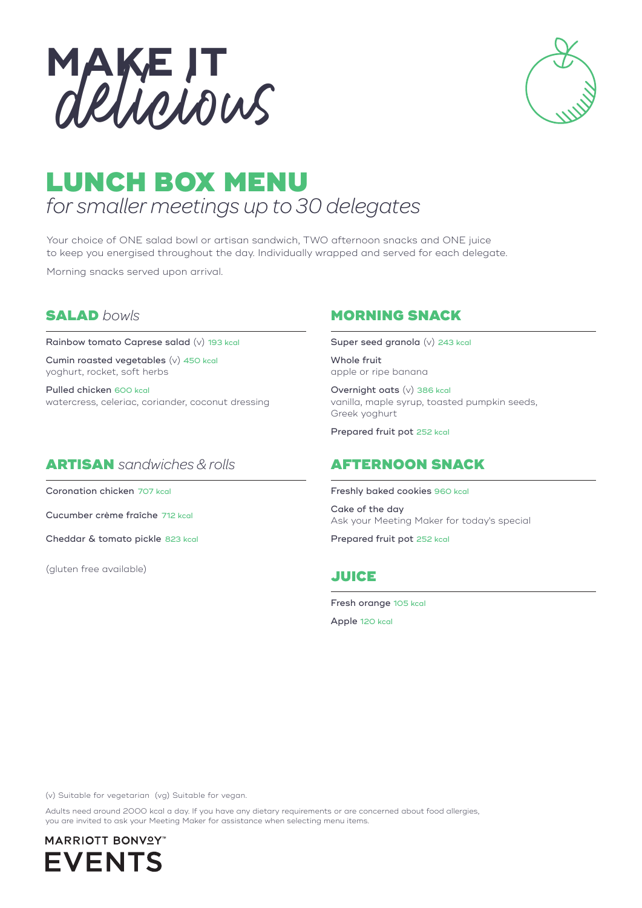# MAKE IT *delicious*

## LUNCH BOX MENU

*for smaller meetings up to 30 delegates*

Your choice of ONE salad bowl or artisan sandwich, TWO afternoon snacks and ONE juice to keep you energised throughout the day. Individually wrapped and served for each delegate.

Morning snacks served upon arrival.

### SALAD *bowls*

Rainbow tomato Caprese salad (v) 193 kcal

Cumin roasted vegetables (v) 450 kcal
yoghurt, rocket, soft herbs

Pulled chicken 600 kcal
watercress, celeriac, coriander, coconut dressing

### ARTISAN *sandwiches & rolls*

Coronation chicken 707 kcal

Cucumber crème fraîche 712 kcal

Cheddar & tomato pickle 823 kcal

(gluten free available)

### MORNING SNACK

Super seed granola (v) 243 kcal

Whole fruit
apple or ripe banana

Overnight oats (v) 386 kcal
vanilla, maple syrup, toasted pumpkin seeds, Greek yoghurt

Prepared fruit pot 252 kcal

### AFTERNOON SNACK

Freshly baked cookies 960 kcal

Cake of the day
Ask your Meeting Maker for today's special

Prepared fruit pot 252 kcal

### JUICE

Fresh orange 105 kcal

Apple 120 kcal

(v) Suitable for vegetarian (vg) Suitable for vegan.

Adults need around 2000 kcal a day. If you have any dietary requirements or are concerned about food allergies, you are invited to ask your Meeting Maker for assistance when selecting menu items.

MARRIOTT BONVOY™ EVENTS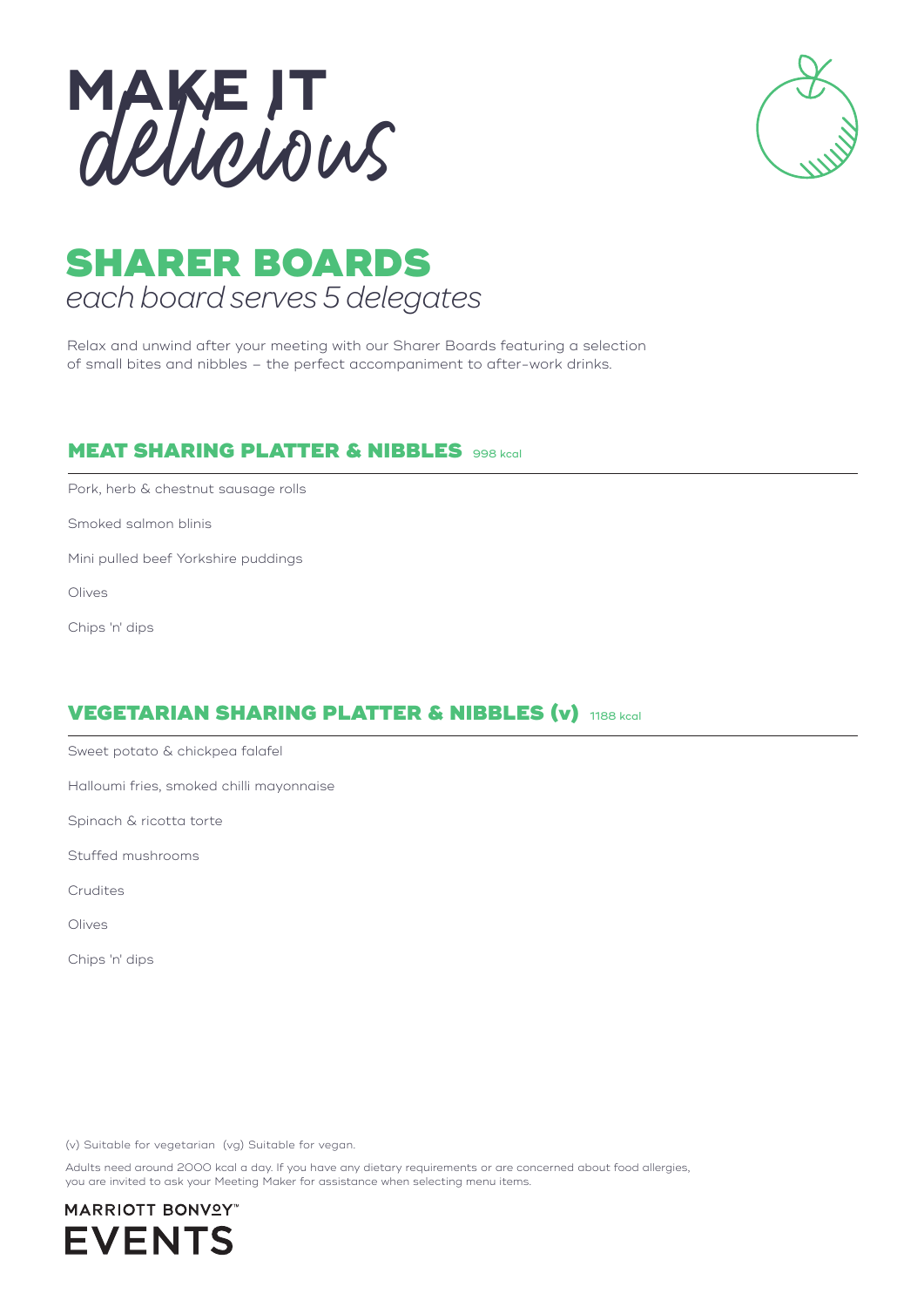# MAKE IT *delicious*

## SHARER BOARDS

*each board serves 5 delegates*

Relax and unwind after your meeting with our Sharer Boards featuring a selection of small bites and nibbles – the perfect accompaniment to after-work drinks.

### MEAT SHARING PLATTER & NIBBLES 998 kcal

Pork, herb & chestnut sausage rolls

Smoked salmon blinis

Mini pulled beef Yorkshire puddings

Olives

Chips 'n' dips

### VEGETARIAN SHARING PLATTER & NIBBLES (v) 1188 kcal

Sweet potato & chickpea falafel

Halloumi fries, smoked chilli mayonnaise

Spinach & ricotta torte

Stuffed mushrooms

Crudites

Olives

Chips 'n' dips

(v) Suitable for vegetarian (vg) Suitable for vegan.

Adults need around 2000 kcal a day. If you have any dietary requirements or are concerned about food allergies, you are invited to ask your Meeting Maker for assistance when selecting menu items.

MARRIOTT BONVOY™ EVENTS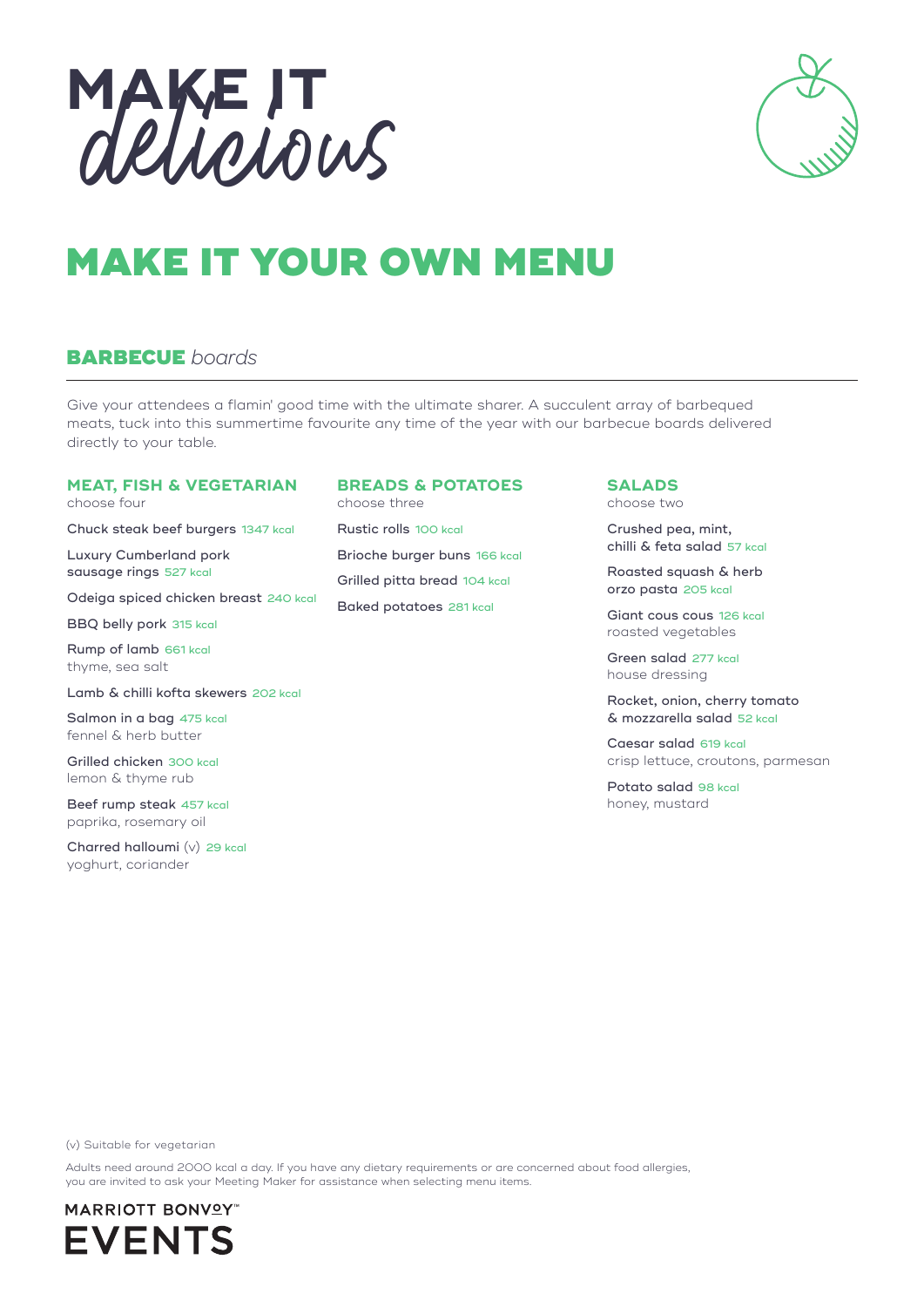# MAKE IT *delicious*

# MAKE IT YOUR OWN MENU

## BARBECUE *boards*

Give your attendees a flamin' good time with the ultimate sharer. A succulent array of barbequed meats, tuck into this summertime favourite any time of the year with our barbecue boards delivered directly to your table.

### MEAT, FISH & VEGETARIAN

choose four

Chuck steak beef burgers 1347 kcal

Luxury Cumberland pork sausage rings 527 kcal

Odeiga spiced chicken breast 240 kcal

BBQ belly pork 315 kcal

Rump of lamb 661 kcal
thyme, sea salt

Lamb & chilli kofta skewers 202 kcal

Salmon in a bag 475 kcal
fennel & herb butter

Grilled chicken 300 kcal
lemon & thyme rub

Beef rump steak 457 kcal
paprika, rosemary oil

Charred halloumi (v) 29 kcal
yoghurt, coriander

### BREADS & POTATOES

choose three

Rustic rolls 100 kcal

Brioche burger buns 166 kcal

Grilled pitta bread 104 kcal

Baked potatoes 281 kcal

### SALADS

choose two

Crushed pea, mint, chilli & feta salad 57 kcal

Roasted squash & herb orzo pasta 205 kcal

Giant cous cous 126 kcal
roasted vegetables

Green salad 277 kcal
house dressing

Rocket, onion, cherry tomato & mozzarella salad 52 kcal

Caesar salad 619 kcal
crisp lettuce, croutons, parmesan

Potato salad 98 kcal
honey, mustard

(v) Suitable for vegetarian

Adults need around 2000 kcal a day. If you have any dietary requirements or are concerned about food allergies, you are invited to ask your Meeting Maker for assistance when selecting menu items.

MARRIOTT BONVOY™
EVENTS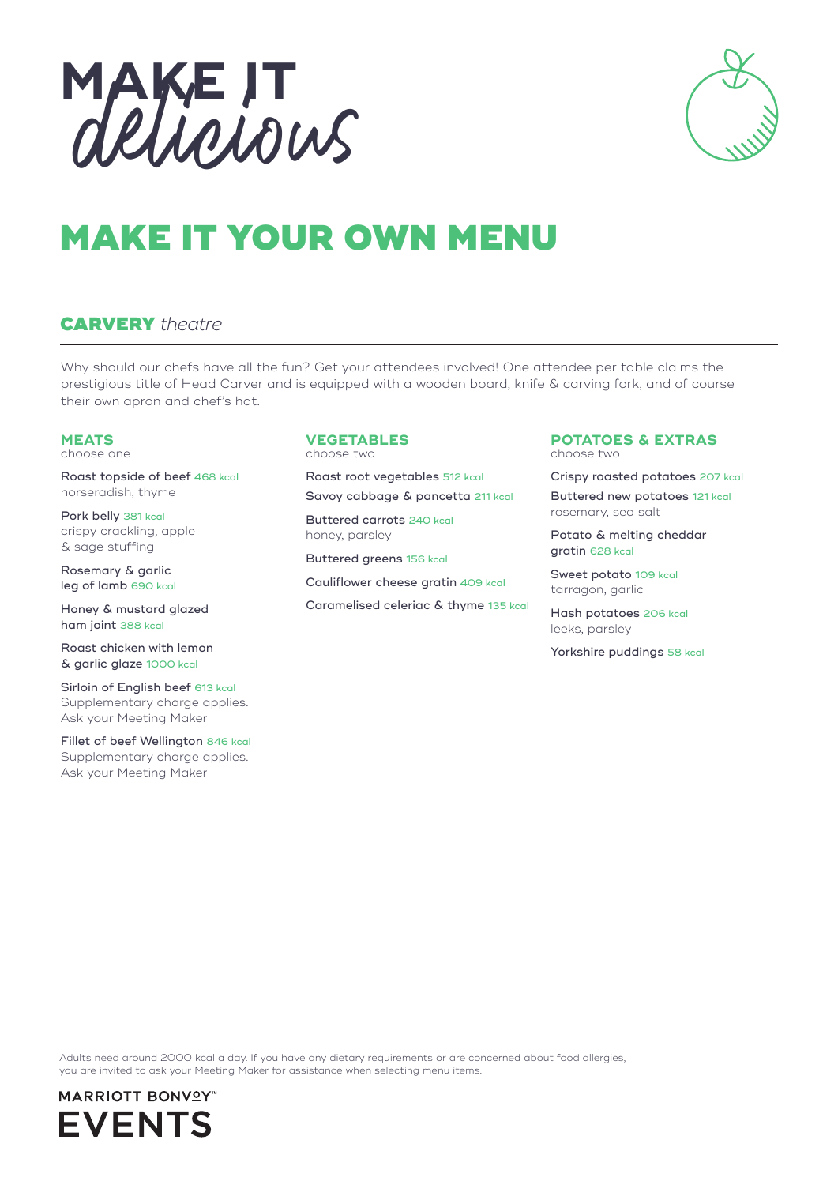# MAKE IT *delicious*

# MAKE IT YOUR OWN MENU

## CARVERY *theatre*

Why should our chefs have all the fun? Get your attendees involved! One attendee per table claims the prestigious title of Head Carver and is equipped with a wooden board, knife & carving fork, and of course their own apron and chef's hat.

### MEATS
choose one

Roast topside of beef 468 kcal
horseradish, thyme

Pork belly 381 kcal
crispy crackling, apple & sage stuffing

Rosemary & garlic leg of lamb 690 kcal

Honey & mustard glazed ham joint 388 kcal

Roast chicken with lemon & garlic glaze 1000 kcal

Sirloin of English beef 613 kcal
Supplementary charge applies. Ask your Meeting Maker

Fillet of beef Wellington 846 kcal
Supplementary charge applies. Ask your Meeting Maker

### VEGETABLES
choose two

Roast root vegetables 512 kcal

Savoy cabbage & pancetta 211 kcal

Buttered carrots 240 kcal
honey, parsley

Buttered greens 156 kcal

Cauliflower cheese gratin 409 kcal

Caramelised celeriac & thyme 135 kcal

### POTATOES & EXTRAS
choose two

Crispy roasted potatoes 207 kcal

Buttered new potatoes 121 kcal
rosemary, sea salt

Potato & melting cheddar gratin 628 kcal

Sweet potato 109 kcal
tarragon, garlic

Hash potatoes 206 kcal
leeks, parsley

Yorkshire puddings 58 kcal

Adults need around 2000 kcal a day. If you have any dietary requirements or are concerned about food allergies, you are invited to ask your Meeting Maker for assistance when selecting menu items.

MARRIOTT BONVOY™ EVENTS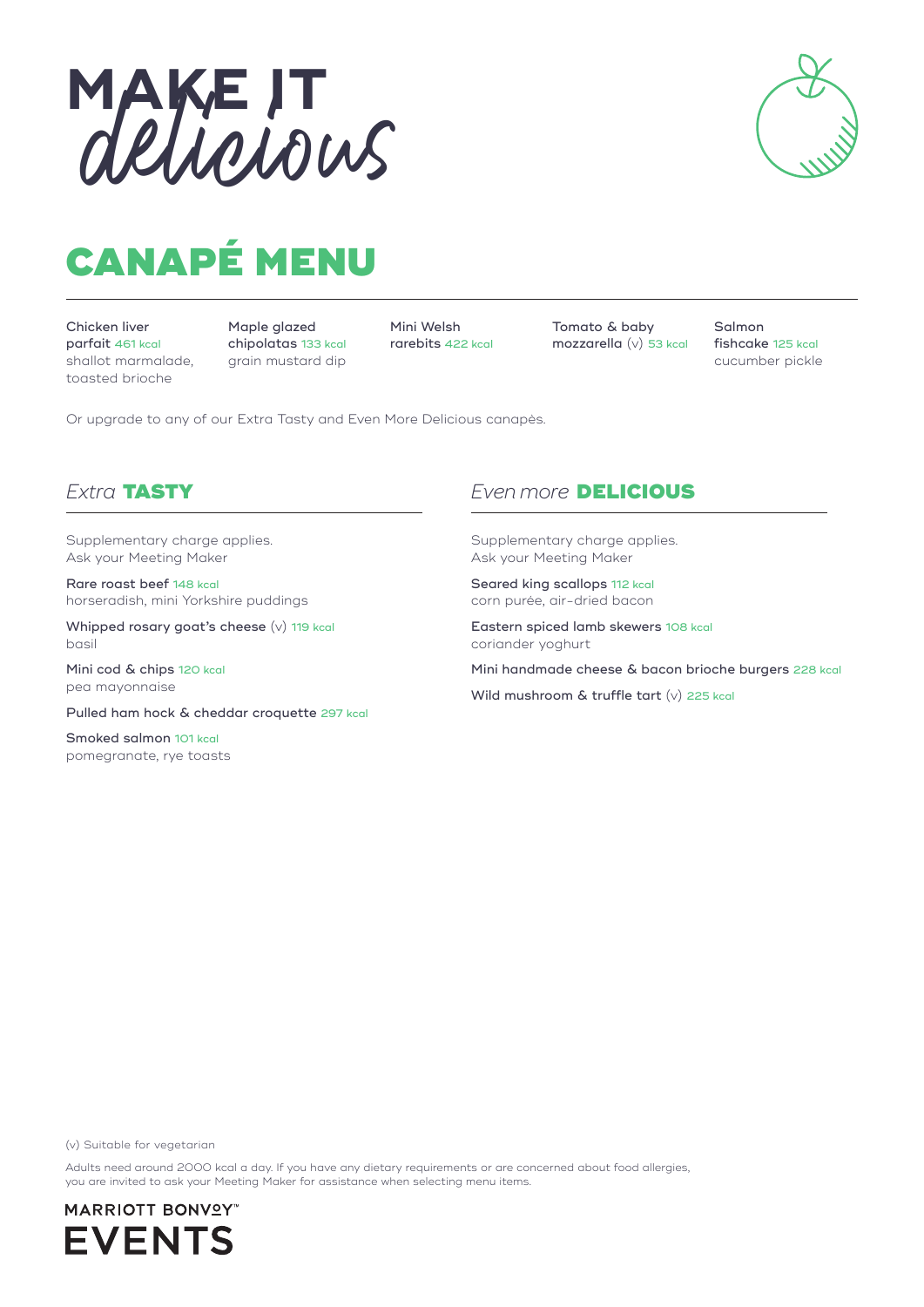# MAKE IT *delicious*

## CANAPÉ MENU

**Chicken liver parfait** 461 kcal
shallot marmalade, toasted brioche

**Maple glazed chipolatas** 133 kcal
grain mustard dip

**Mini Welsh rarebits** 422 kcal

**Tomato & baby mozzarella** (v) 53 kcal

**Salmon fishcake** 125 kcal
cucumber pickle

Or upgrade to any of our Extra Tasty and Even More Delicious canapès.

### *Extra* TASTY

Supplementary charge applies.
Ask your Meeting Maker

**Rare roast beef** 148 kcal
horseradish, mini Yorkshire puddings

**Whipped rosary goat's cheese** (v) 119 kcal
basil

**Mini cod & chips** 120 kcal
pea mayonnaise

**Pulled ham hock & cheddar croquette** 297 kcal

**Smoked salmon** 101 kcal
pomegranate, rye toasts

### *Even more* DELICIOUS

Supplementary charge applies.
Ask your Meeting Maker

**Seared king scallops** 112 kcal
corn purée, air-dried bacon

**Eastern spiced lamb skewers** 108 kcal
coriander yoghurt

**Mini handmade cheese & bacon brioche burgers** 228 kcal

**Wild mushroom & truffle tart** (v) 225 kcal

(v) Suitable for vegetarian

Adults need around 2000 kcal a day. If you have any dietary requirements or are concerned about food allergies, you are invited to ask your Meeting Maker for assistance when selecting menu items.

MARRIOTT BONVOY™ EVENTS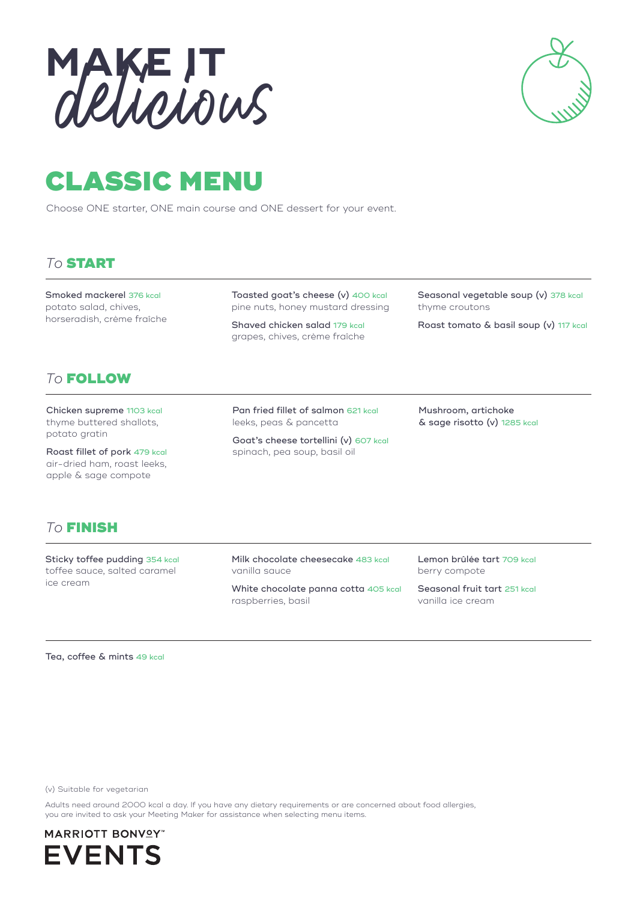# MAKE IT *delicious*

# CLASSIC MENU

Choose ONE starter, ONE main course and ONE dessert for your event.

## *To* START

Smoked mackerel 376 kcal
potato salad, chives, horseradish, crème fraîche

Toasted goat's cheese (v) 400 kcal
pine nuts, honey mustard dressing

Shaved chicken salad 179 kcal
grapes, chives, crème fraîche

Seasonal vegetable soup (v) 378 kcal
thyme croutons

Roast tomato & basil soup (v) 117 kcal

## *To* FOLLOW

Chicken supreme 1103 kcal
thyme buttered shallots, potato gratin

Roast fillet of pork 479 kcal
air-dried ham, roast leeks, apple & sage compote

Pan fried fillet of salmon 621 kcal
leeks, peas & pancetta

Goat's cheese tortellini (v) 607 kcal
spinach, pea soup, basil oil

Mushroom, artichoke & sage risotto (v) 1285 kcal

## *To* FINISH

Sticky toffee pudding 354 kcal
toffee sauce, salted caramel ice cream

Milk chocolate cheesecake 483 kcal
vanilla sauce

White chocolate panna cotta 405 kcal
raspberries, basil

Lemon brûlée tart 709 kcal
berry compote

Seasonal fruit tart 251 kcal
vanilla ice cream

---

Tea, coffee & mints 49 kcal

(v) Suitable for vegetarian

Adults need around 2000 kcal a day. If you have any dietary requirements or are concerned about food allergies, you are invited to ask your Meeting Maker for assistance when selecting menu items.

MARRIOTT BONVOY™
EVENTS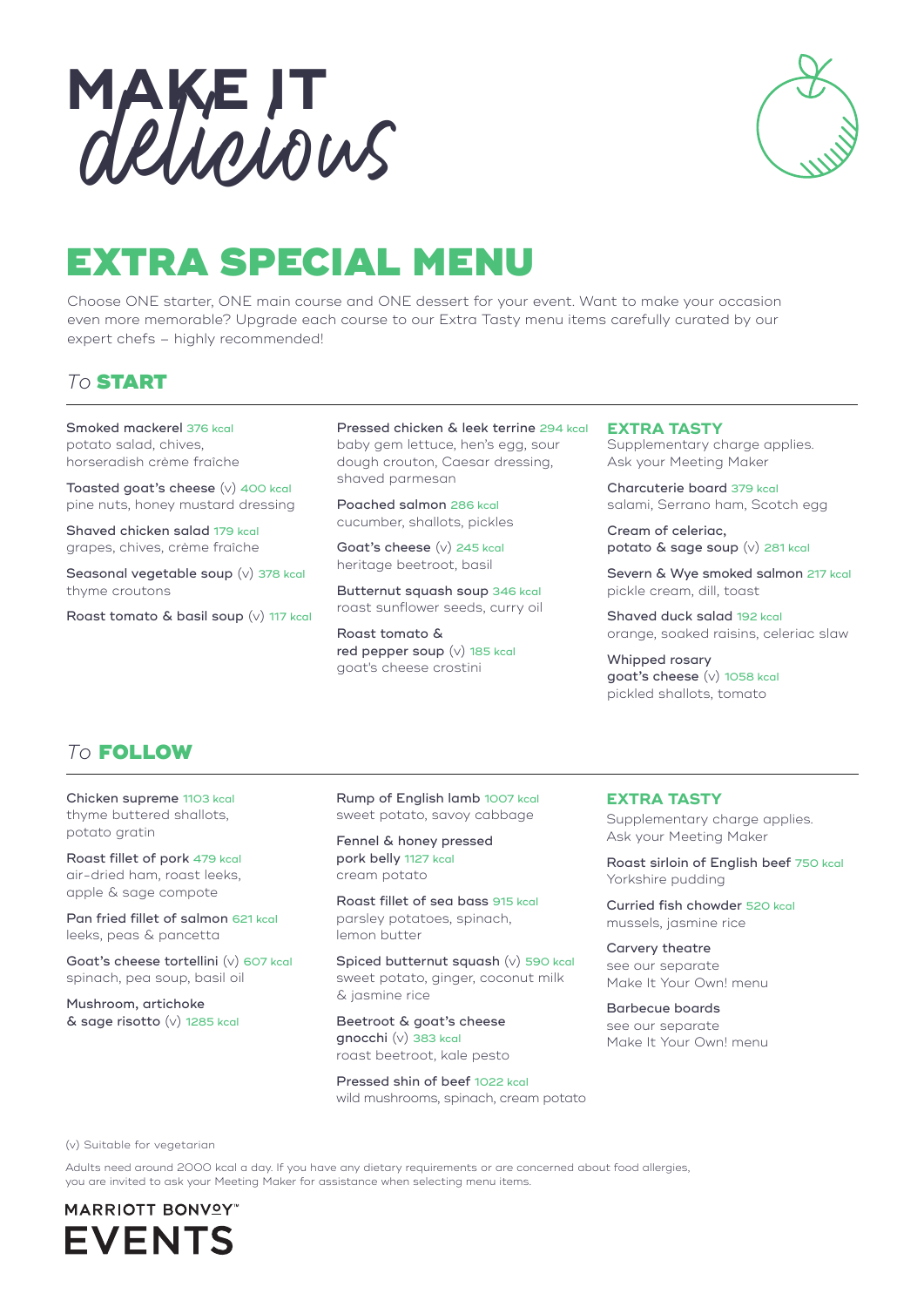# MAKE IT *delicious*

## EXTRA SPECIAL MENU

Choose ONE starter, ONE main course and ONE dessert for your event. Want to make your occasion even more memorable? Upgrade each course to our Extra Tasty menu items carefully curated by our expert chefs – highly recommended!

### *To* START

Smoked mackerel 376 kcal
potato salad, chives, horseradish crème fraîche

Toasted goat's cheese (v) 400 kcal
pine nuts, honey mustard dressing

Shaved chicken salad 179 kcal
grapes, chives, crème fraîche

Seasonal vegetable soup (v) 378 kcal
thyme croutons

Roast tomato & basil soup (v) 117 kcal

Pressed chicken & leek terrine 294 kcal
baby gem lettuce, hen's egg, sour dough crouton, Caesar dressing, shaved parmesan

Poached salmon 286 kcal
cucumber, shallots, pickles

Goat's cheese (v) 245 kcal
heritage beetroot, basil

Butternut squash soup 346 kcal
roast sunflower seeds, curry oil

Roast tomato & red pepper soup (v) 185 kcal
goat's cheese crostini

**EXTRA TASTY**

Supplementary charge applies. Ask your Meeting Maker

Charcuterie board 379 kcal
salami, Serrano ham, Scotch egg

Cream of celeriac, potato & sage soup (v) 281 kcal

Severn & Wye smoked salmon 217 kcal
pickle cream, dill, toast

Shaved duck salad 192 kcal
orange, soaked raisins, celeriac slaw

Whipped rosary goat's cheese (v) 1058 kcal
pickled shallots, tomato

### *To* FOLLOW

Chicken supreme 1103 kcal
thyme buttered shallots, potato gratin

Roast fillet of pork 479 kcal
air-dried ham, roast leeks, apple & sage compote

Pan fried fillet of salmon 621 kcal
leeks, peas & pancetta

Goat's cheese tortellini (v) 607 kcal
spinach, pea soup, basil oil

Mushroom, artichoke & sage risotto (v) 1285 kcal

Rump of English lamb 1007 kcal
sweet potato, savoy cabbage

Fennel & honey pressed pork belly 1127 kcal
cream potato

Roast fillet of sea bass 915 kcal
parsley potatoes, spinach, lemon butter

Spiced butternut squash (v) 590 kcal
sweet potato, ginger, coconut milk & jasmine rice

Beetroot & goat's cheese gnocchi (v) 383 kcal
roast beetroot, kale pesto

Pressed shin of beef 1022 kcal
wild mushrooms, spinach, cream potato

**EXTRA TASTY**

Supplementary charge applies. Ask your Meeting Maker

Roast sirloin of English beef 750 kcal
Yorkshire pudding

Curried fish chowder 520 kcal
mussels, jasmine rice

Carvery theatre
see our separate Make It Your Own! menu

Barbecue boards
see our separate Make It Your Own! menu

(v) Suitable for vegetarian

Adults need around 2000 kcal a day. If you have any dietary requirements or are concerned about food allergies, you are invited to ask your Meeting Maker for assistance when selecting menu items.

MARRIOTT BONVOY™ EVENTS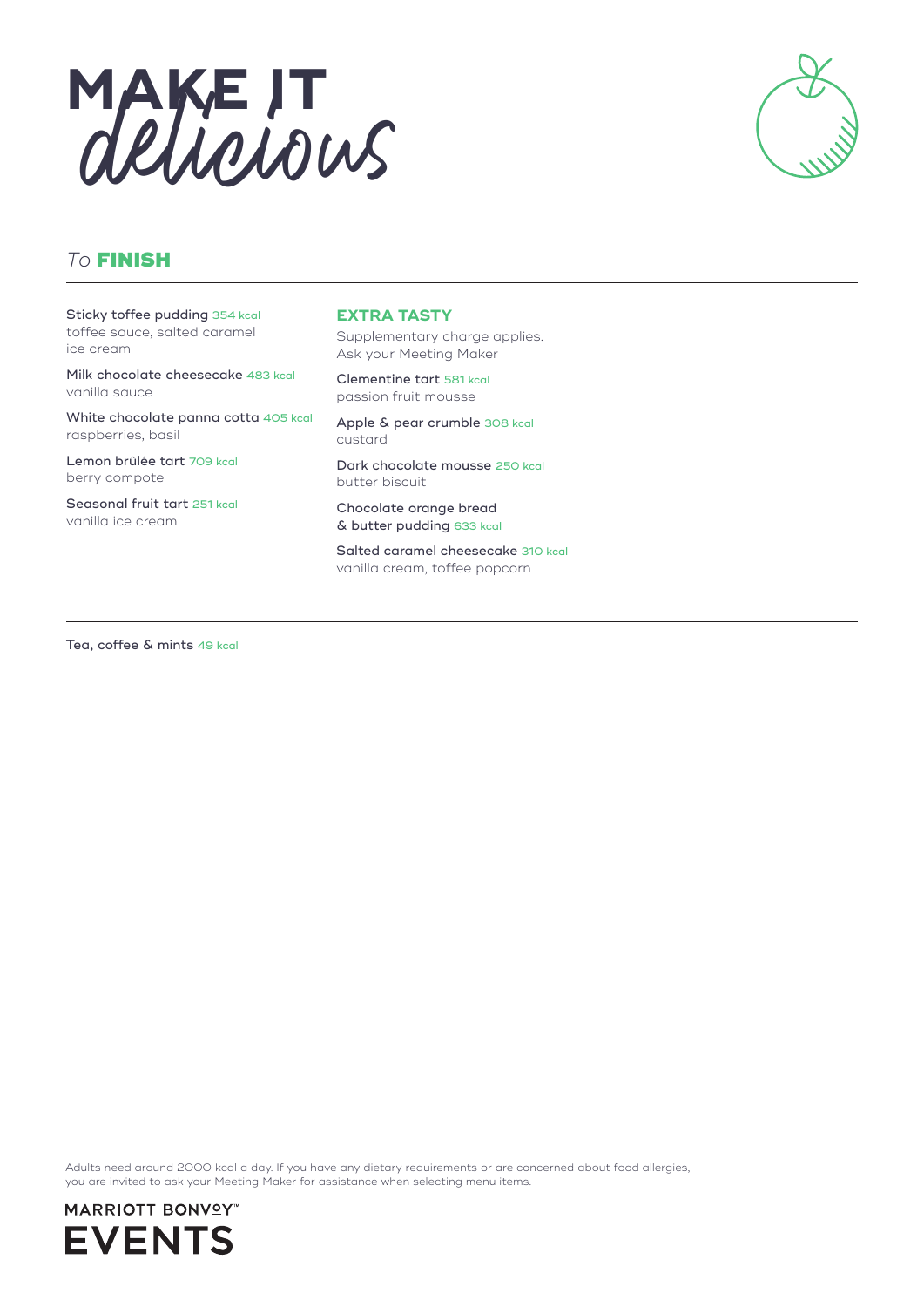# MAKE IT *delicious*

## *To* FINISH

Sticky toffee pudding 354 kcal
toffee sauce, salted caramel ice cream

Milk chocolate cheesecake 483 kcal
vanilla sauce

White chocolate panna cotta 405 kcal
raspberries, basil

Lemon brûlée tart 709 kcal
berry compote

Seasonal fruit tart 251 kcal
vanilla ice cream

### EXTRA TASTY

Supplementary charge applies.
Ask your Meeting Maker

Clementine tart 581 kcal
passion fruit mousse

Apple & pear crumble 308 kcal
custard

Dark chocolate mousse 250 kcal
butter biscuit

Chocolate orange bread & butter pudding 633 kcal

Salted caramel cheesecake 310 kcal
vanilla cream, toffee popcorn

---

Tea, coffee & mints 49 kcal

Adults need around 2000 kcal a day. If you have any dietary requirements or are concerned about food allergies, you are invited to ask your Meeting Maker for assistance when selecting menu items.

MARRIOTT BONVOY™
EVENTS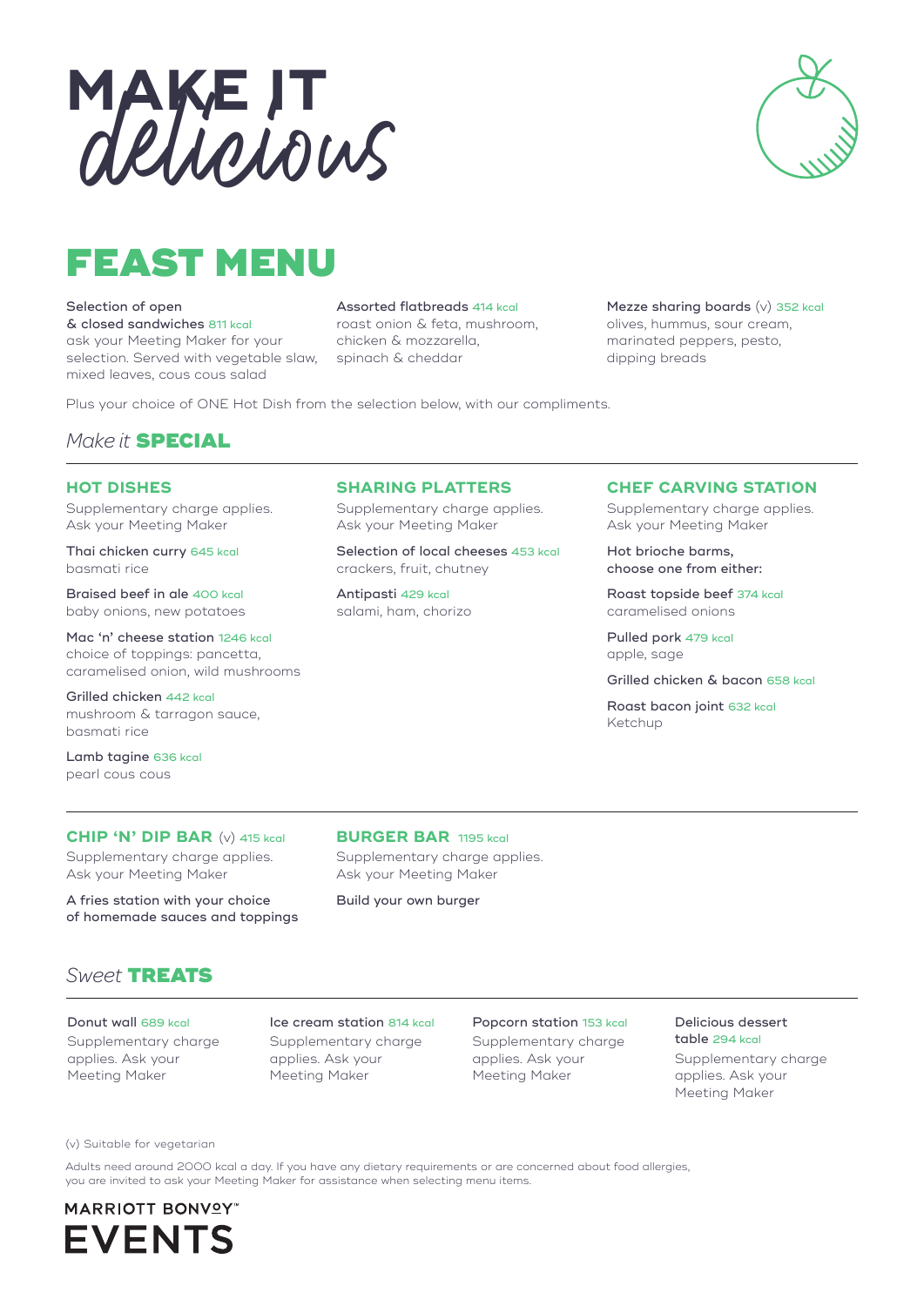# MAKE IT *delicious*

# FEAST MENU

**Selection of open & closed sandwiches** 811 kcal
ask your Meeting Maker for your selection. Served with vegetable slaw, mixed leaves, cous cous salad

**Assorted flatbreads** 414 kcal
roast onion & feta, mushroom, chicken & mozzarella, spinach & cheddar

**Mezze sharing boards** (v) 352 kcal
olives, hummus, sour cream, marinated peppers, pesto, dipping breads

Plus your choice of ONE Hot Dish from the selection below, with our compliments.

## *Make it* SPECIAL

### HOT DISHES

Supplementary charge applies. Ask your Meeting Maker

**Thai chicken curry** 645 kcal
basmati rice

**Braised beef in ale** 400 kcal
baby onions, new potatoes

**Mac 'n' cheese station** 1246 kcal
choice of toppings: pancetta, caramelised onion, wild mushrooms

**Grilled chicken** 442 kcal
mushroom & tarragon sauce, basmati rice

**Lamb tagine** 636 kcal
pearl cous cous

### SHARING PLATTERS

Supplementary charge applies. Ask your Meeting Maker

**Selection of local cheeses** 453 kcal
crackers, fruit, chutney

**Antipasti** 429 kcal
salami, ham, chorizo

### CHEF CARVING STATION

Supplementary charge applies. Ask your Meeting Maker

**Hot brioche barms, choose one from either:**

**Roast topside beef** 374 kcal
caramelised onions

**Pulled pork** 479 kcal
apple, sage

**Grilled chicken & bacon** 658 kcal

**Roast bacon joint** 632 kcal
Ketchup

### CHIP 'N' DIP BAR (v) 415 kcal

Supplementary charge applies. Ask your Meeting Maker

**A fries station with your choice of homemade sauces and toppings**

### BURGER BAR 1195 kcal

Supplementary charge applies. Ask your Meeting Maker

**Build your own burger**

## *Sweet* TREATS

**Donut wall** 689 kcal
Supplementary charge applies. Ask your Meeting Maker

**Ice cream station** 814 kcal
Supplementary charge applies. Ask your Meeting Maker

**Popcorn station** 153 kcal
Supplementary charge applies. Ask your Meeting Maker

**Delicious dessert table** 294 kcal
Supplementary charge applies. Ask your Meeting Maker

(v) Suitable for vegetarian

Adults need around 2000 kcal a day. If you have any dietary requirements or are concerned about food allergies, you are invited to ask your Meeting Maker for assistance when selecting menu items.

MARRIOTT BONVOY™ EVENTS